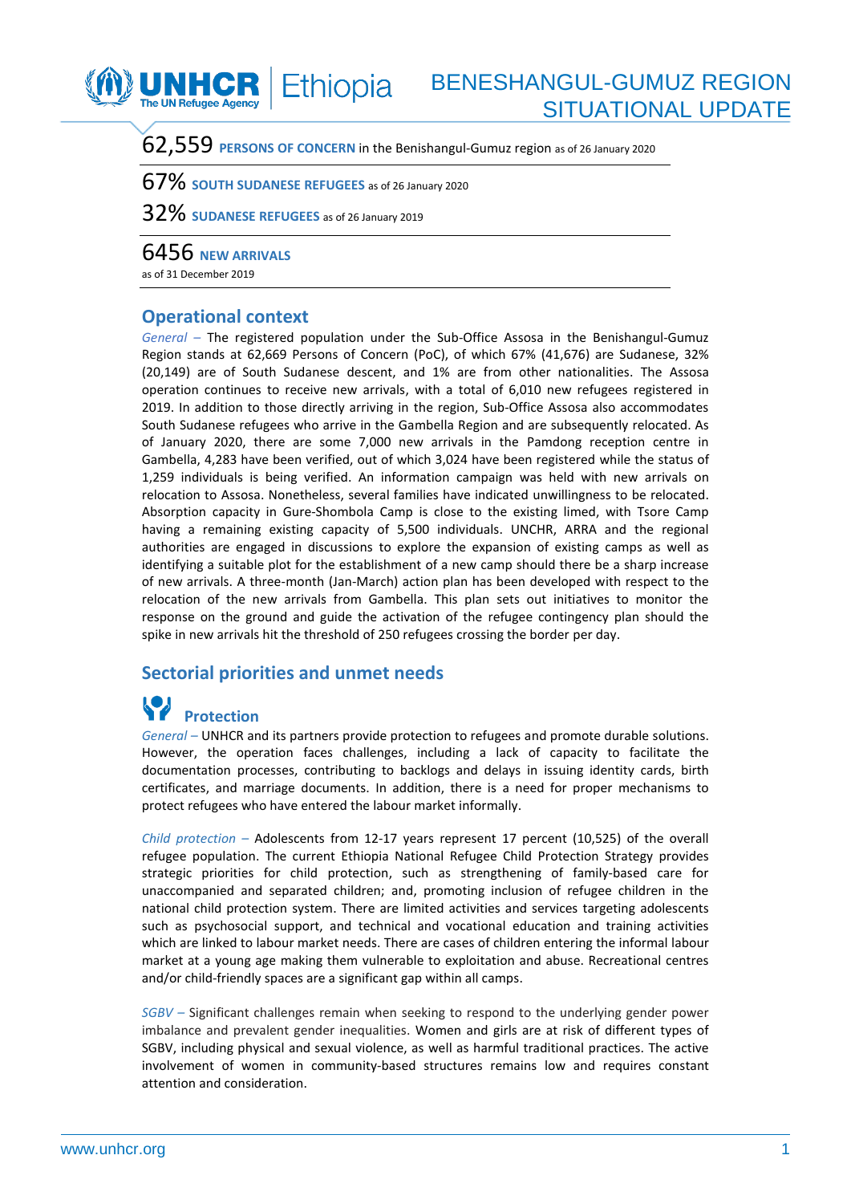# BENESHANGUL-GUMUZ REGION SITUATIONAL UPDATE

62,559 **PERSONS OF CONCERN** in the Benishangul-Gumuz region as of 26 January 2020

67% **SOUTH SUDANESE REFUGEES** as of 26 January 2020

32% **SUDANESE REFUGEES** as of 26 January 2019

6456 **NEW ARRIVALS**
as of 31 December 2019

## Operational context

*General* – The registered population under the Sub-Office Assosa in the Benishangul-Gumuz Region stands at 62,669 Persons of Concern (PoC), of which 67% (41,676) are Sudanese, 32% (20,149) are of South Sudanese descent, and 1% are from other nationalities. The Assosa operation continues to receive new arrivals, with a total of 6,010 new refugees registered in 2019. In addition to those directly arriving in the region, Sub-Office Assosa also accommodates South Sudanese refugees who arrive in the Gambella Region and are subsequently relocated. As of January 2020, there are some 7,000 new arrivals in the Pamdong reception centre in Gambella, 4,283 have been verified, out of which 3,024 have been registered while the status of 1,259 individuals is being verified. An information campaign was held with new arrivals on relocation to Assosa. Nonetheless, several families have indicated unwillingness to be relocated. Absorption capacity in Gure-Shombola Camp is close to the existing limed, with Tsore Camp having a remaining existing capacity of 5,500 individuals. UNCHR, ARRA and the regional authorities are engaged in discussions to explore the expansion of existing camps as well as identifying a suitable plot for the establishment of a new camp should there be a sharp increase of new arrivals. A three-month (Jan-March) action plan has been developed with respect to the relocation of the new arrivals from Gambella. This plan sets out initiatives to monitor the response on the ground and guide the activation of the refugee contingency plan should the spike in new arrivals hit the threshold of 250 refugees crossing the border per day.

## Sectorial priorities and unmet needs

### Protection

*General* – UNHCR and its partners provide protection to refugees and promote durable solutions. However, the operation faces challenges, including a lack of capacity to facilitate the documentation processes, contributing to backlogs and delays in issuing identity cards, birth certificates, and marriage documents. In addition, there is a need for proper mechanisms to protect refugees who have entered the labour market informally.

*Child protection* – Adolescents from 12-17 years represent 17 percent (10,525) of the overall refugee population. The current Ethiopia National Refugee Child Protection Strategy provides strategic priorities for child protection, such as strengthening of family-based care for unaccompanied and separated children; and, promoting inclusion of refugee children in the national child protection system. There are limited activities and services targeting adolescents such as psychosocial support, and technical and vocational education and training activities which are linked to labour market needs. There are cases of children entering the informal labour market at a young age making them vulnerable to exploitation and abuse. Recreational centres and/or child-friendly spaces are a significant gap within all camps.

*SGBV* – Significant challenges remain when seeking to respond to the underlying gender power imbalance and prevalent gender inequalities. Women and girls are at risk of different types of SGBV, including physical and sexual violence, as well as harmful traditional practices. The active involvement of women in community-based structures remains low and requires constant attention and consideration.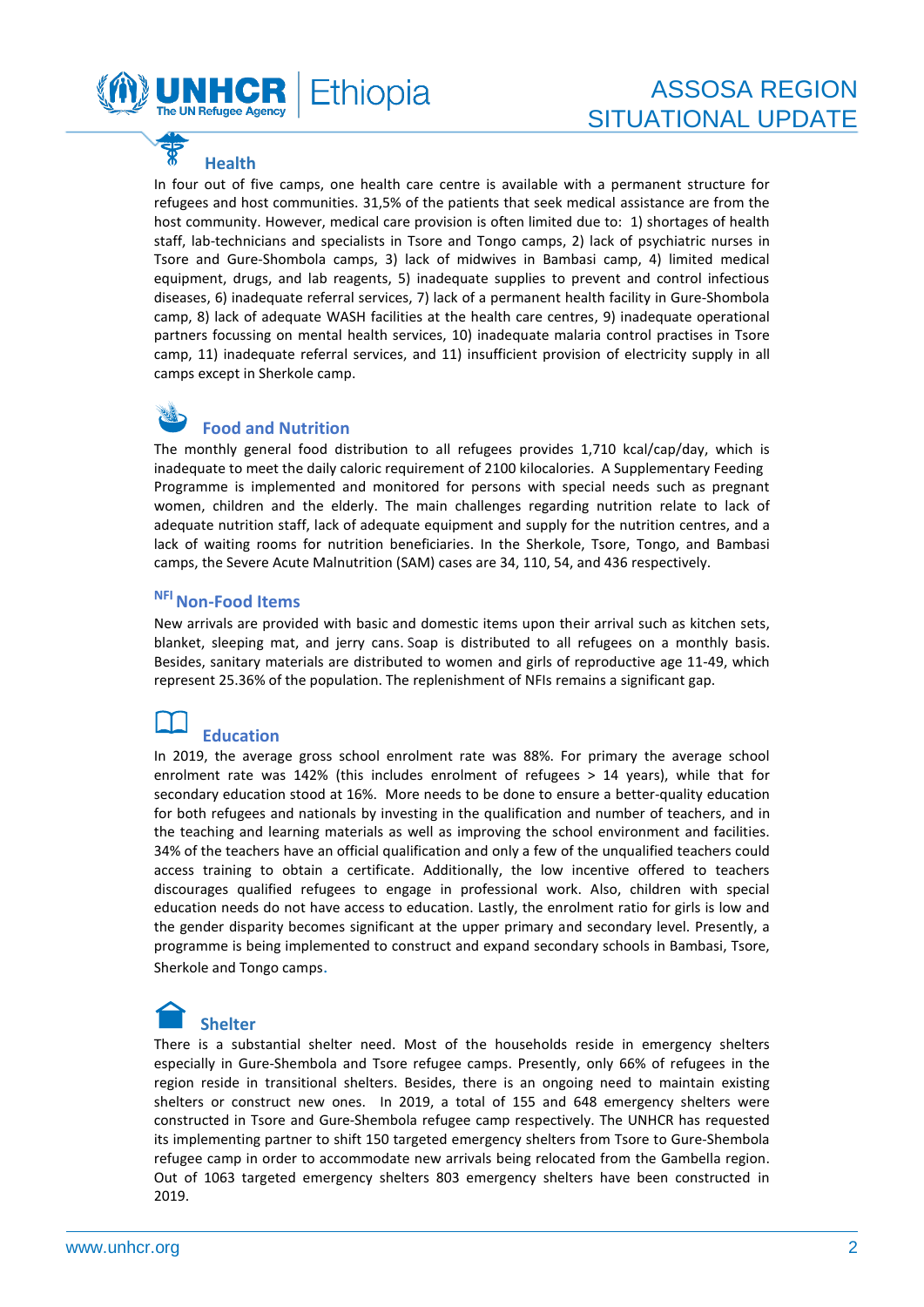## Health

In four out of five camps, one health care centre is available with a permanent structure for refugees and host communities. 31,5% of the patients that seek medical assistance are from the host community. However, medical care provision is often limited due to: 1) shortages of health staff, lab-technicians and specialists in Tsore and Tongo camps, 2) lack of psychiatric nurses in Tsore and Gure-Shombola camps, 3) lack of midwives in Bambasi camp, 4) limited medical equipment, drugs, and lab reagents, 5) inadequate supplies to prevent and control infectious diseases, 6) inadequate referral services, 7) lack of a permanent health facility in Gure-Shombola camp, 8) lack of adequate WASH facilities at the health care centres, 9) inadequate operational partners focussing on mental health services, 10) inadequate malaria control practises in Tsore camp, 11) inadequate referral services, and 11) insufficient provision of electricity supply in all camps except in Sherkole camp.

## Food and Nutrition

The monthly general food distribution to all refugees provides 1,710 kcal/cap/day, which is inadequate to meet the daily caloric requirement of 2100 kilocalories. A Supplementary Feeding Programme is implemented and monitored for persons with special needs such as pregnant women, children and the elderly. The main challenges regarding nutrition relate to lack of adequate nutrition staff, lack of adequate equipment and supply for the nutrition centres, and a lack of waiting rooms for nutrition beneficiaries. In the Sherkole, Tsore, Tongo, and Bambasi camps, the Severe Acute Malnutrition (SAM) cases are 34, 110, 54, and 436 respectively.

## NFI Non-Food Items

New arrivals are provided with basic and domestic items upon their arrival such as kitchen sets, blanket, sleeping mat, and jerry cans. Soap is distributed to all refugees on a monthly basis. Besides, sanitary materials are distributed to women and girls of reproductive age 11-49, which represent 25.36% of the population. The replenishment of NFIs remains a significant gap.

## Education

In 2019, the average gross school enrolment rate was 88%. For primary the average school enrolment rate was 142% (this includes enrolment of refugees > 14 years), while that for secondary education stood at 16%. More needs to be done to ensure a better-quality education for both refugees and nationals by investing in the qualification and number of teachers, and in the teaching and learning materials as well as improving the school environment and facilities. 34% of the teachers have an official qualification and only a few of the unqualified teachers could access training to obtain a certificate. Additionally, the low incentive offered to teachers discourages qualified refugees to engage in professional work. Also, children with special education needs do not have access to education. Lastly, the enrolment ratio for girls is low and the gender disparity becomes significant at the upper primary and secondary level. Presently, a programme is being implemented to construct and expand secondary schools in Bambasi, Tsore, Sherkole and Tongo camps.

## Shelter

There is a substantial shelter need. Most of the households reside in emergency shelters especially in Gure-Shembola and Tsore refugee camps. Presently, only 66% of refugees in the region reside in transitional shelters. Besides, there is an ongoing need to maintain existing shelters or construct new ones. In 2019, a total of 155 and 648 emergency shelters were constructed in Tsore and Gure-Shembola refugee camp respectively. The UNHCR has requested its implementing partner to shift 150 targeted emergency shelters from Tsore to Gure-Shembola refugee camp in order to accommodate new arrivals being relocated from the Gambella region. Out of 1063 targeted emergency shelters 803 emergency shelters have been constructed in 2019.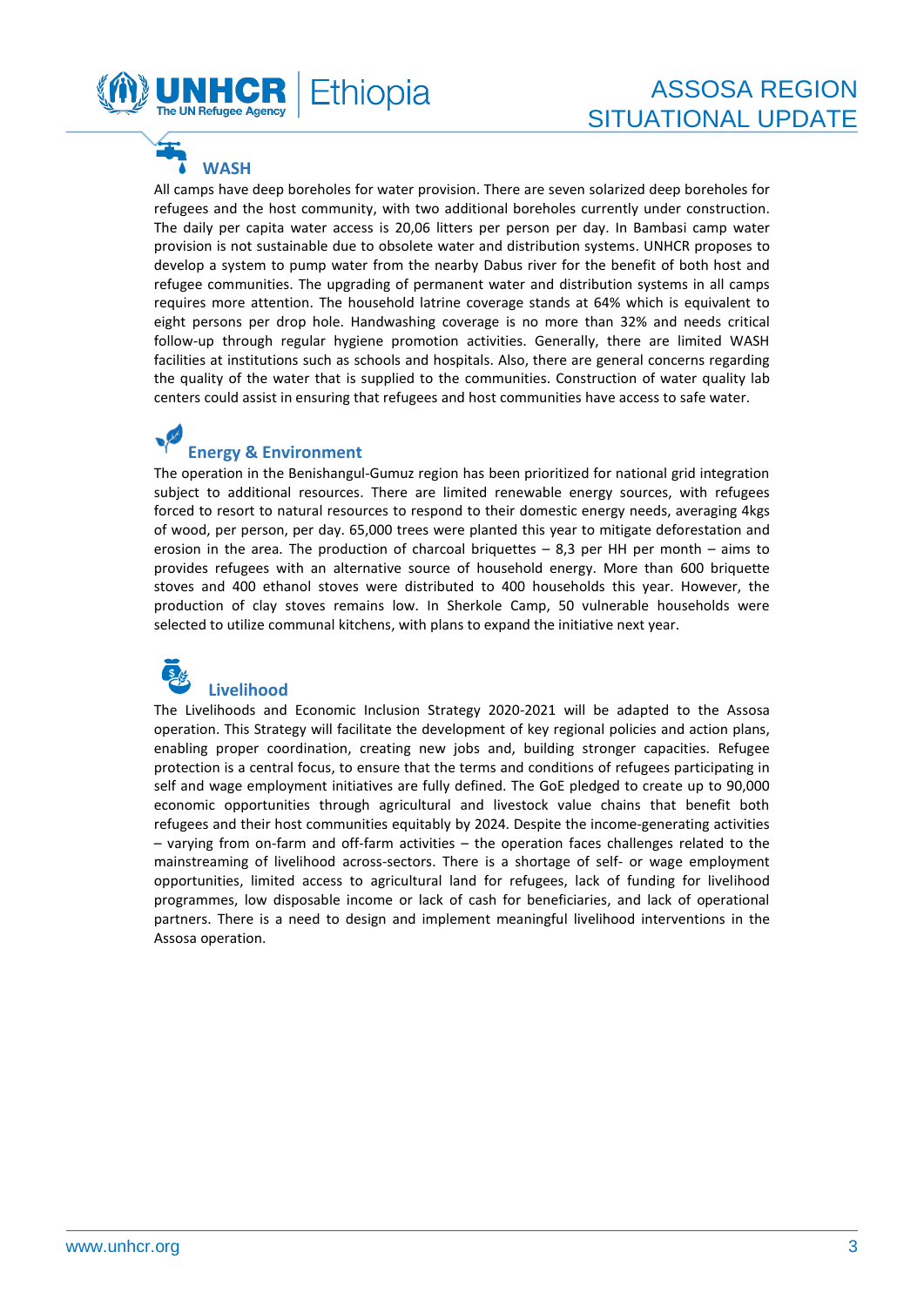## WASH

All camps have deep boreholes for water provision. There are seven solarized deep boreholes for refugees and the host community, with two additional boreholes currently under construction. The daily per capita water access is 20,06 litters per person per day. In Bambasi camp water provision is not sustainable due to obsolete water and distribution systems. UNHCR proposes to develop a system to pump water from the nearby Dabus river for the benefit of both host and refugee communities. The upgrading of permanent water and distribution systems in all camps requires more attention. The household latrine coverage stands at 64% which is equivalent to eight persons per drop hole. Handwashing coverage is no more than 32% and needs critical follow-up through regular hygiene promotion activities. Generally, there are limited WASH facilities at institutions such as schools and hospitals. Also, there are general concerns regarding the quality of the water that is supplied to the communities. Construction of water quality lab centers could assist in ensuring that refugees and host communities have access to safe water.

## Energy & Environment

The operation in the Benishangul-Gumuz region has been prioritized for national grid integration subject to additional resources. There are limited renewable energy sources, with refugees forced to resort to natural resources to respond to their domestic energy needs, averaging 4kgs of wood, per person, per day. 65,000 trees were planted this year to mitigate deforestation and erosion in the area. The production of charcoal briquettes – 8,3 per HH per month – aims to provides refugees with an alternative source of household energy. More than 600 briquette stoves and 400 ethanol stoves were distributed to 400 households this year. However, the production of clay stoves remains low. In Sherkole Camp, 50 vulnerable households were selected to utilize communal kitchens, with plans to expand the initiative next year.

## Livelihood

The Livelihoods and Economic Inclusion Strategy 2020-2021 will be adapted to the Assosa operation. This Strategy will facilitate the development of key regional policies and action plans, enabling proper coordination, creating new jobs and, building stronger capacities. Refugee protection is a central focus, to ensure that the terms and conditions of refugees participating in self and wage employment initiatives are fully defined. The GoE pledged to create up to 90,000 economic opportunities through agricultural and livestock value chains that benefit both refugees and their host communities equitably by 2024. Despite the income-generating activities – varying from on-farm and off-farm activities – the operation faces challenges related to the mainstreaming of livelihood across-sectors. There is a shortage of self- or wage employment opportunities, limited access to agricultural land for refugees, lack of funding for livelihood programmes, low disposable income or lack of cash for beneficiaries, and lack of operational partners. There is a need to design and implement meaningful livelihood interventions in the Assosa operation.